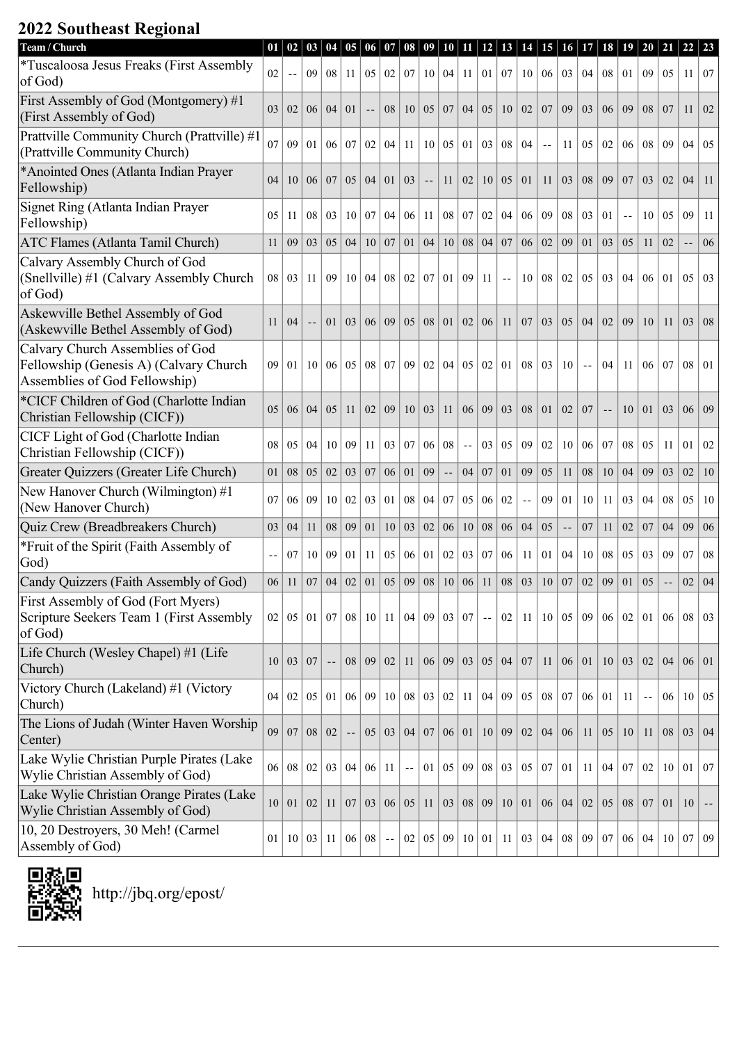## 2022 Southeast Regional

| Team / Church | 01 | 02 | 03 | 04 | 05 | 06 | 07 | 08 | 09 | 10 | 11 | 12 | 13 | 14 | 15 | 16 | 17 | 18 | 19 | 20 | 21 | 22 | 23 |
|---|---|---|---|---|---|---|---|---|---|---|---|---|---|---|---|---|---|---|---|---|---|---|---|
| *Tuscaloosa Jesus Freaks (First Assembly of God) | 02 | -- | 09 | 08 | 11 | 05 | 02 | 07 | 10 | 04 | 11 | 01 | 07 | 10 | 06 | 03 | 04 | 08 | 01 | 09 | 05 | 11 | 07 |
| First Assembly of God (Montgomery) #1 (First Assembly of God) | 03 | 02 | 06 | 04 | 01 | -- | 08 | 10 | 05 | 07 | 04 | 05 | 10 | 02 | 07 | 09 | 03 | 06 | 09 | 08 | 07 | 11 | 02 |
| Prattville Community Church (Prattville) #1 (Prattville Community Church) | 07 | 09 | 01 | 06 | 07 | 02 | 04 | 11 | 10 | 05 | 01 | 03 | 08 | 04 | -- | 11 | 05 | 02 | 06 | 08 | 09 | 04 | 05 |
| *Anointed Ones (Atlanta Indian Prayer Fellowship) | 04 | 10 | 06 | 07 | 05 | 04 | 01 | 03 | -- | 11 | 02 | 10 | 05 | 01 | 11 | 03 | 08 | 09 | 07 | 03 | 02 | 04 | 11 |
| Signet Ring (Atlanta Indian Prayer Fellowship) | 05 | 11 | 08 | 03 | 10 | 07 | 04 | 06 | 11 | 08 | 07 | 02 | 04 | 06 | 09 | 08 | 03 | 01 | -- | 10 | 05 | 09 | 11 |
| ATC Flames (Atlanta Tamil Church) | 11 | 09 | 03 | 05 | 04 | 10 | 07 | 01 | 04 | 10 | 08 | 04 | 07 | 06 | 02 | 09 | 01 | 03 | 05 | 11 | 02 | -- | 06 |
| Calvary Assembly Church of God (Snellville) #1 (Calvary Assembly Church of God) | 08 | 03 | 11 | 09 | 10 | 04 | 08 | 02 | 07 | 01 | 09 | 11 | -- | 10 | 08 | 02 | 05 | 03 | 04 | 06 | 01 | 05 | 03 |
| Askewville Bethel Assembly of God (Askewville Bethel Assembly of God) | 11 | 04 | -- | 01 | 03 | 06 | 09 | 05 | 08 | 01 | 02 | 06 | 11 | 07 | 03 | 05 | 04 | 02 | 09 | 10 | 11 | 03 | 08 |
| Calvary Church Assemblies of God Fellowship (Genesis A) (Calvary Church Assemblies of God Fellowship) | 09 | 01 | 10 | 06 | 05 | 08 | 07 | 09 | 02 | 04 | 05 | 02 | 01 | 08 | 03 | 10 | -- | 04 | 11 | 06 | 07 | 08 | 01 |
| *CICF Children of God (Charlotte Indian Christian Fellowship (CICF)) | 05 | 06 | 04 | 05 | 11 | 02 | 09 | 10 | 03 | 11 | 06 | 09 | 03 | 08 | 01 | 02 | 07 | -- | 10 | 01 | 03 | 06 | 09 |
| CICF Light of God (Charlotte Indian Christian Fellowship (CICF)) | 08 | 05 | 04 | 10 | 09 | 11 | 03 | 07 | 06 | 08 | -- | 03 | 05 | 09 | 02 | 10 | 06 | 07 | 08 | 05 | 11 | 01 | 02 |
| Greater Quizzers (Greater Life Church) | 01 | 08 | 05 | 02 | 03 | 07 | 06 | 01 | 09 | -- | 04 | 07 | 01 | 09 | 05 | 11 | 08 | 10 | 04 | 09 | 03 | 02 | 10 |
| New Hanover Church (Wilmington) #1 (New Hanover Church) | 07 | 06 | 09 | 10 | 02 | 03 | 01 | 08 | 04 | 07 | 05 | 06 | 02 | -- | 09 | 01 | 10 | 11 | 03 | 04 | 08 | 05 | 10 |
| Quiz Crew (Breadbreakers Church) | 03 | 04 | 11 | 08 | 09 | 01 | 10 | 03 | 02 | 06 | 10 | 08 | 06 | 04 | 05 | -- | 07 | 11 | 02 | 07 | 04 | 09 | 06 |
| *Fruit of the Spirit (Faith Assembly of God) | -- | 07 | 10 | 09 | 01 | 11 | 05 | 06 | 01 | 02 | 03 | 07 | 06 | 11 | 01 | 04 | 10 | 08 | 05 | 03 | 09 | 07 | 08 |
| Candy Quizzers (Faith Assembly of God) | 06 | 11 | 07 | 04 | 02 | 01 | 05 | 09 | 08 | 10 | 06 | 11 | 08 | 03 | 10 | 07 | 02 | 09 | 01 | 05 | -- | 02 | 04 |
| First Assembly of God (Fort Myers) Scripture Seekers Team 1 (First Assembly of God) | 02 | 05 | 01 | 07 | 08 | 10 | 11 | 04 | 09 | 03 | 07 | -- | 02 | 11 | 10 | 05 | 09 | 06 | 02 | 01 | 06 | 08 | 03 |
| Life Church (Wesley Chapel) #1 (Life Church) | 10 | 03 | 07 | -- | 08 | 09 | 02 | 11 | 06 | 09 | 03 | 05 | 04 | 07 | 11 | 06 | 01 | 10 | 03 | 02 | 04 | 06 | 01 |
| Victory Church (Lakeland) #1 (Victory Church) | 04 | 02 | 05 | 01 | 06 | 09 | 10 | 08 | 03 | 02 | 11 | 04 | 09 | 05 | 08 | 07 | 06 | 01 | 11 | -- | 06 | 10 | 05 |
| The Lions of Judah (Winter Haven Worship Center) | 09 | 07 | 08 | 02 | -- | 05 | 03 | 04 | 07 | 06 | 01 | 10 | 09 | 02 | 04 | 06 | 11 | 05 | 10 | 11 | 08 | 03 | 04 |
| Lake Wylie Christian Purple Pirates (Lake Wylie Christian Assembly of God) | 06 | 08 | 02 | 03 | 04 | 06 | 11 | -- | 01 | 05 | 09 | 08 | 03 | 05 | 07 | 01 | 11 | 04 | 07 | 02 | 10 | 01 | 07 |
| Lake Wylie Christian Orange Pirates (Lake Wylie Christian Assembly of God) | 10 | 01 | 02 | 11 | 07 | 03 | 06 | 05 | 11 | 03 | 08 | 09 | 10 | 01 | 06 | 04 | 02 | 05 | 08 | 07 | 01 | 10 | -- |
| 10, 20 Destroyers, 30 Meh! (Carmel Assembly of God) | 01 | 10 | 03 | 11 | 06 | 08 | -- | 02 | 05 | 09 | 10 | 01 | 11 | 03 | 04 | 08 | 09 | 07 | 06 | 04 | 10 | 07 | 09 |

http://jbq.org/epost/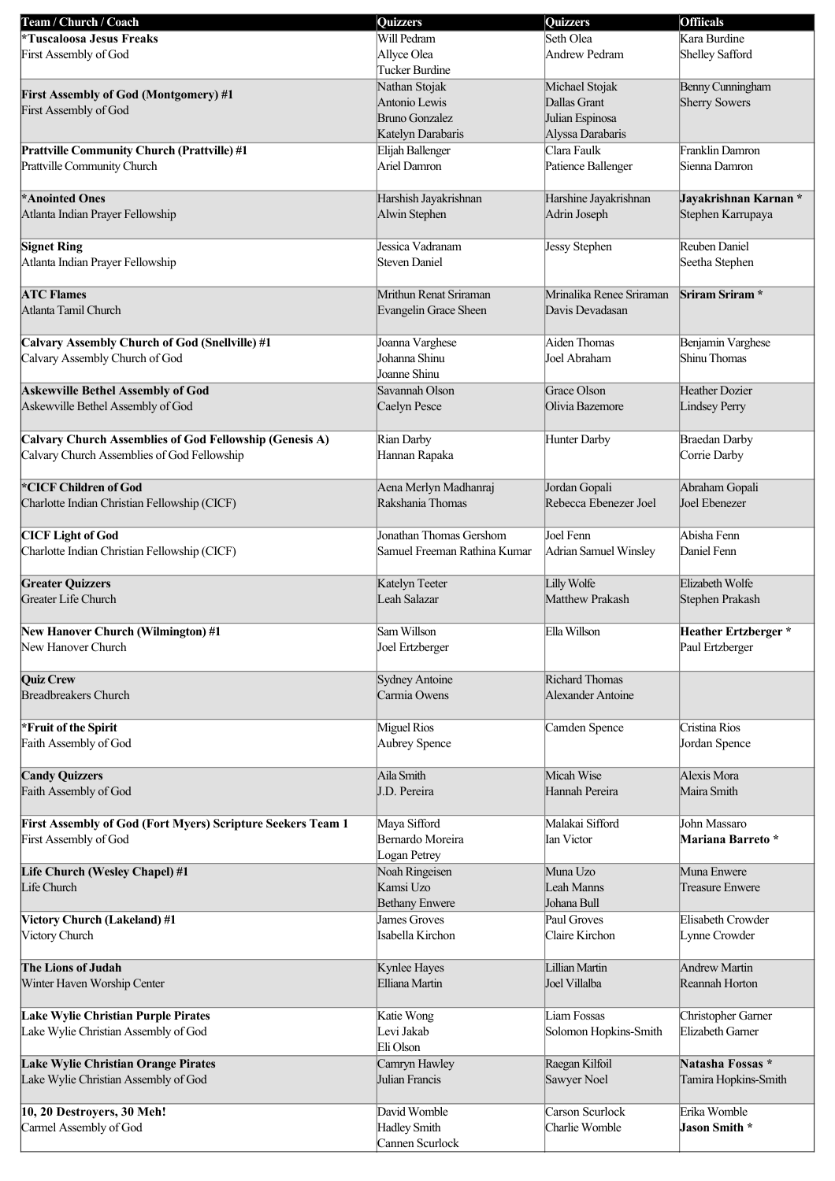| Team / Church / Coach | Quizzers | Quizzers | Offiicals |
|---|---|---|---|
| ***Tuscaloosa Jesus Freaks**<br>First Assembly of God | Will Pedram<br>Allyce Olea<br>Tucker Burdine | Seth Olea<br>Andrew Pedram | Kara Burdine<br>Shelley Safford |
| **First Assembly of God (Montgomery) #1**<br>First Assembly of God | Nathan Stojak<br>Antonio Lewis<br>Bruno Gonzalez<br>Katelyn Darabaris | Michael Stojak<br>Dallas Grant<br>Julian Espinosa<br>Alyssa Darabaris | Benny Cunningham<br>Sherry Sowers |
| **Prattville Community Church (Prattville) #1**<br>Prattville Community Church | Elijah Ballenger<br>Ariel Damron | Clara Faulk<br>Patience Ballenger | Franklin Damron<br>Sienna Damron |
| ***Anointed Ones**<br>Atlanta Indian Prayer Fellowship | Harshish Jayakrishnan<br>Alwin Stephen | Harshine Jayakrishnan<br>Adrin Joseph | **Jayakrishnan Karnan ***<br>Stephen Karrupaya |
| **Signet Ring**<br>Atlanta Indian Prayer Fellowship | Jessica Vadranam<br>Steven Daniel | Jessy Stephen | Reuben Daniel<br>Seetha Stephen |
| **ATC Flames**<br>Atlanta Tamil Church | Mrithun Renat Sriraman<br>Evangelin Grace Sheen | Mrinalika Renee Sriraman<br>Davis Devadasan | **Sriram Sriram *** |
| **Calvary Assembly Church of God (Snellville) #1**<br>Calvary Assembly Church of God | Joanna Varghese<br>Johanna Shinu<br>Joanne Shinu | Aiden Thomas<br>Joel Abraham | Benjamin Varghese<br>Shinu Thomas |
| **Askewville Bethel Assembly of God**<br>Askewville Bethel Assembly of God | Savannah Olson<br>Caelyn Pesce | Grace Olson<br>Olivia Bazemore | Heather Dozier<br>Lindsey Perry |
| **Calvary Church Assemblies of God Fellowship (Genesis A)**<br>Calvary Church Assemblies of God Fellowship | Rian Darby<br>Hannan Rapaka | Hunter Darby | Braedan Darby<br>Corrie Darby |
| ***CICF Children of God**<br>Charlotte Indian Christian Fellowship (CICF) | Aena Merlyn Madhanraj<br>Rakshania Thomas | Jordan Gopali<br>Rebecca Ebenezer Joel | Abraham Gopali<br>Joel Ebenezer |
| **CICF Light of God**<br>Charlotte Indian Christian Fellowship (CICF) | Jonathan Thomas Gershom<br>Samuel Freeman Rathina Kumar | Joel Fenn<br>Adrian Samuel Winsley | Abisha Fenn<br>Daniel Fenn |
| **Greater Quizzers**<br>Greater Life Church | Katelyn Teeter<br>Leah Salazar | Lilly Wolfe<br>Matthew Prakash | Elizabeth Wolfe<br>Stephen Prakash |
| **New Hanover Church (Wilmington) #1**<br>New Hanover Church | Sam Willson<br>Joel Ertzberger | Ella Willson | **Heather Ertzberger ***<br>Paul Ertzberger |
| **Quiz Crew**<br>Breadbreakers Church | Sydney Antoine<br>Carmia Owens | Richard Thomas<br>Alexander Antoine | |
| ***Fruit of the Spirit**<br>Faith Assembly of God | Miguel Rios<br>Aubrey Spence | Camden Spence | Cristina Rios<br>Jordan Spence |
| **Candy Quizzers**<br>Faith Assembly of God | Aila Smith<br>J.D. Pereira | Micah Wise<br>Hannah Pereira | Alexis Mora<br>Maira Smith |
| **First Assembly of God (Fort Myers) Scripture Seekers Team 1**<br>First Assembly of God | Maya Sifford<br>Bernardo Moreira<br>Logan Petrey | Malakai Sifford<br>Ian Victor | John Massaro<br>**Mariana Barreto *** |
| **Life Church (Wesley Chapel) #1**<br>Life Church | Noah Ringeisen<br>Kamsi Uzo<br>Bethany Enwere | Muna Uzo<br>Leah Manns<br>Johana Bull | Muna Enwere<br>Treasure Enwere |
| **Victory Church (Lakeland) #1**<br>Victory Church | James Groves<br>Isabella Kirchon | Paul Groves<br>Claire Kirchon | Elisabeth Crowder<br>Lynne Crowder |
| **The Lions of Judah**<br>Winter Haven Worship Center | Kynlee Hayes<br>Elliana Martin | Lillian Martin<br>Joel Villalba | Andrew Martin<br>Reannah Horton |
| **Lake Wylie Christian Purple Pirates**<br>Lake Wylie Christian Assembly of God | Katie Wong<br>Levi Jakab<br>Eli Olson | Liam Fossas<br>Solomon Hopkins-Smith | Christopher Garner<br>Elizabeth Garner |
| **Lake Wylie Christian Orange Pirates**<br>Lake Wylie Christian Assembly of God | Camryn Hawley<br>Julian Francis | Raegan Kilfoil<br>Sawyer Noel | **Natasha Fossas ***<br>Tamira Hopkins-Smith |
| **10, 20 Destroyers, 30 Meh!**<br>Carmel Assembly of God | David Womble<br>Hadley Smith<br>Cannen Scurlock | Carson Scurlock<br>Charlie Womble | Erika Womble<br>**Jason Smith *** |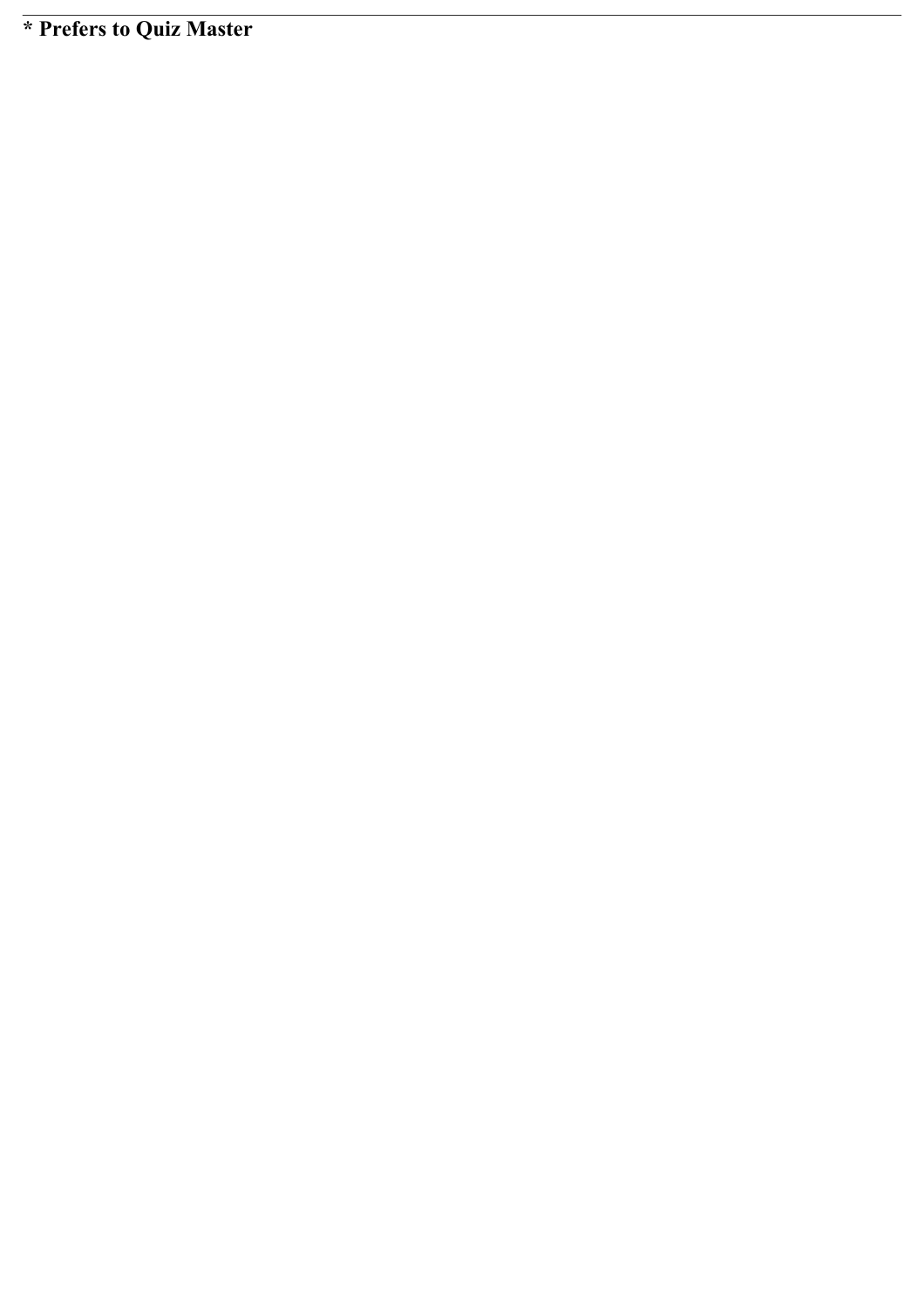* Prefers to Quiz Master